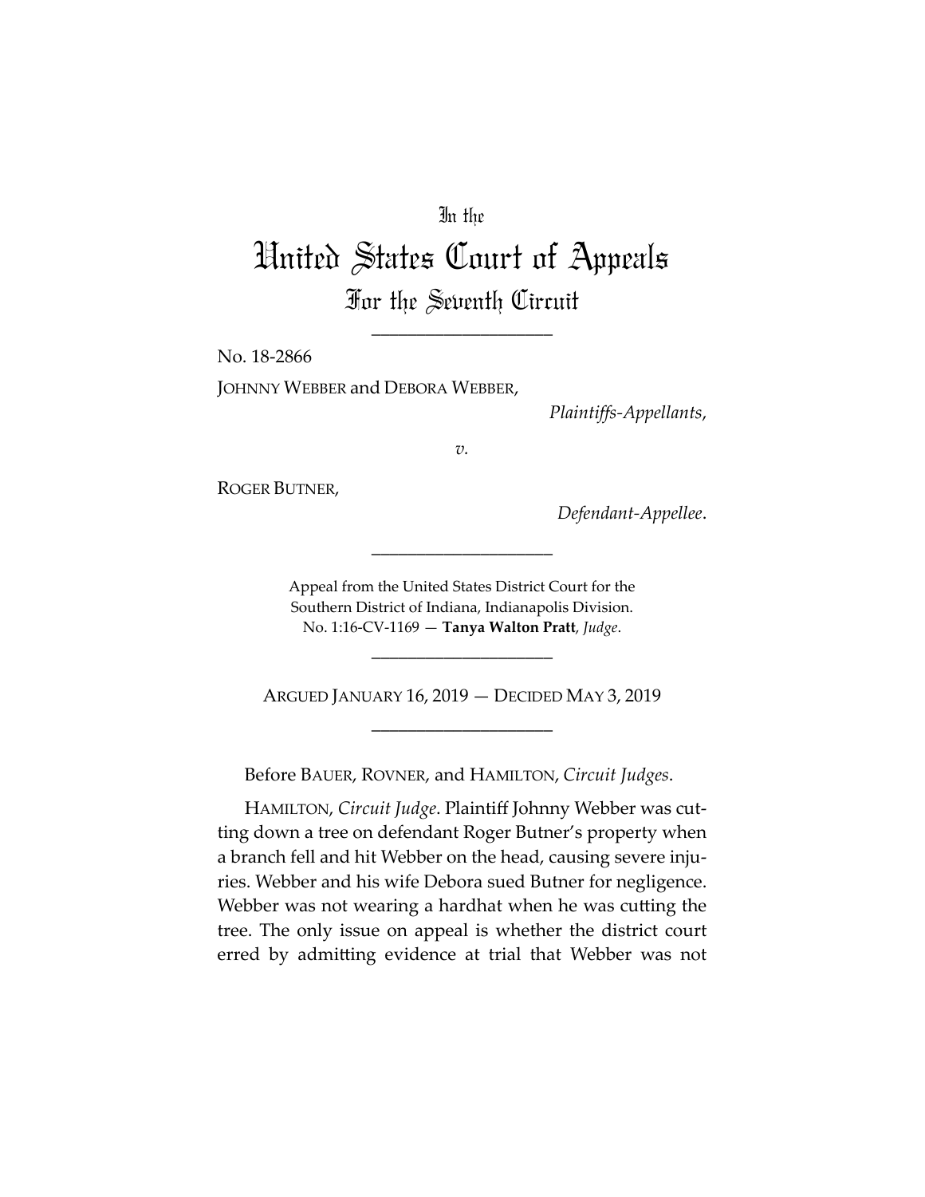In the

# United States Court of Appeals
## For the Seventh Circuit

\_\_\_\_\_\_\_\_\_\_\_\_\_\_\_\_\_\_\_\_

No. 18-2866

JOHNNY WEBBER and DEBORA WEBBER,

*Plaintiffs-Appellants*,

*v.*

ROGER BUTNER,

*Defendant-Appellee*.

\_\_\_\_\_\_\_\_\_\_\_\_\_\_\_\_\_\_\_\_

Appeal from the United States District Court for the Southern District of Indiana, Indianapolis Division.
No. 1:16-CV-1169 — **Tanya Walton Pratt**, *Judge*.

\_\_\_\_\_\_\_\_\_\_\_\_\_\_\_\_\_\_\_\_

ARGUED JANUARY 16, 2019 — DECIDED MAY 3, 2019

\_\_\_\_\_\_\_\_\_\_\_\_\_\_\_\_\_\_\_\_

Before BAUER, ROVNER, and HAMILTON, *Circuit Judges*.

HAMILTON, *Circuit Judge*. Plaintiff Johnny Webber was cutting down a tree on defendant Roger Butner's property when a branch fell and hit Webber on the head, causing severe injuries. Webber and his wife Debora sued Butner for negligence. Webber was not wearing a hardhat when he was cutting the tree. The only issue on appeal is whether the district court erred by admitting evidence at trial that Webber was not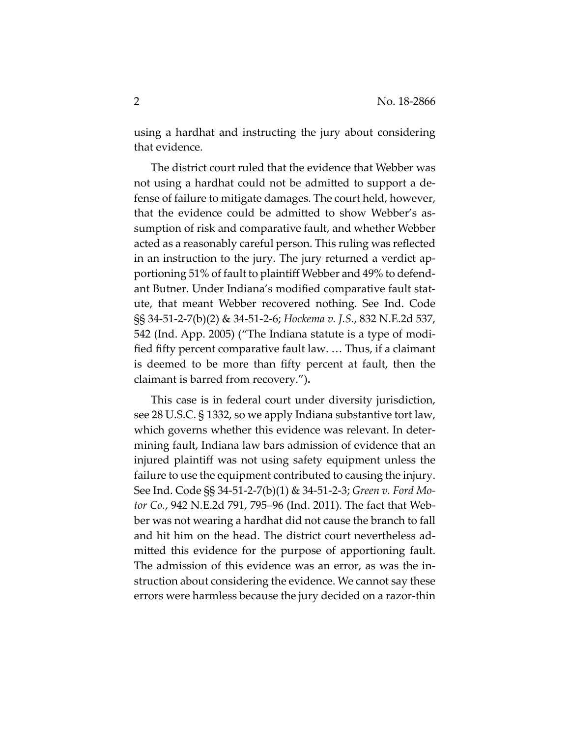using a hardhat and instructing the jury about considering that evidence.

The district court ruled that the evidence that Webber was not using a hardhat could not be admitted to support a defense of failure to mitigate damages. The court held, however, that the evidence could be admitted to show Webber's assumption of risk and comparative fault, and whether Webber acted as a reasonably careful person. This ruling was reflected in an instruction to the jury. The jury returned a verdict apportioning 51% of fault to plaintiff Webber and 49% to defendant Butner. Under Indiana's modified comparative fault statute, that meant Webber recovered nothing. See Ind. Code §§ 34-51-2-7(b)(2) & 34-51-2-6; *Hockema v. J.S.*, 832 N.E.2d 537, 542 (Ind. App. 2005) ("The Indiana statute is a type of modified fifty percent comparative fault law. … Thus, if a claimant is deemed to be more than fifty percent at fault, then the claimant is barred from recovery.").

This case is in federal court under diversity jurisdiction, see 28 U.S.C. § 1332, so we apply Indiana substantive tort law, which governs whether this evidence was relevant. In determining fault, Indiana law bars admission of evidence that an injured plaintiff was not using safety equipment unless the failure to use the equipment contributed to causing the injury. See Ind. Code §§ 34-51-2-7(b)(1) & 34-51-2-3; *Green v. Ford Motor Co.*, 942 N.E.2d 791, 795–96 (Ind. 2011). The fact that Webber was not wearing a hardhat did not cause the branch to fall and hit him on the head. The district court nevertheless admitted this evidence for the purpose of apportioning fault. The admission of this evidence was an error, as was the instruction about considering the evidence. We cannot say these errors were harmless because the jury decided on a razor-thin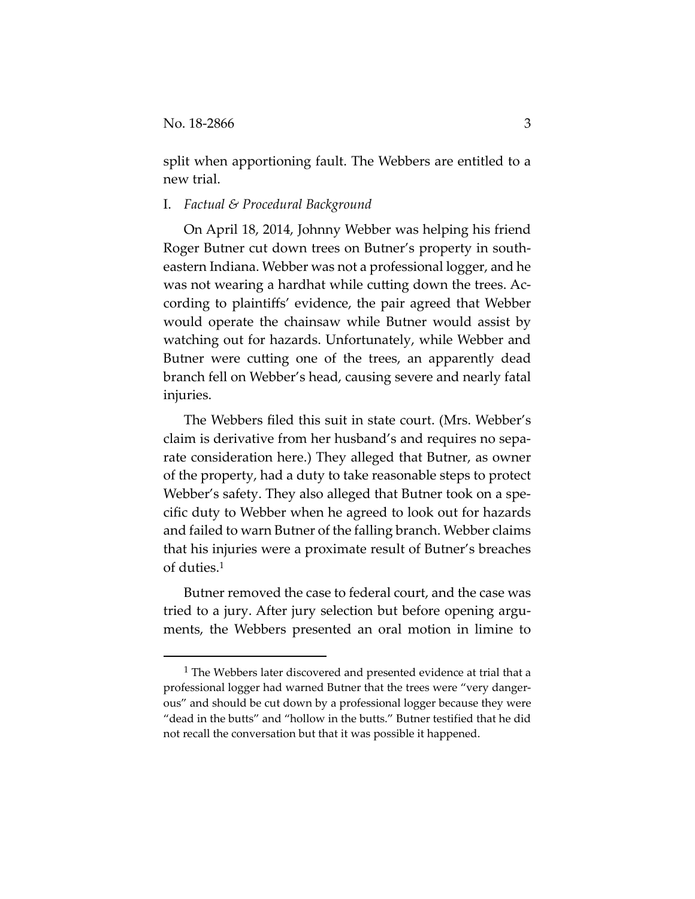split when apportioning fault. The Webbers are entitled to a new trial.

I. *Factual & Procedural Background*

On April 18, 2014, Johnny Webber was helping his friend Roger Butner cut down trees on Butner's property in southeastern Indiana. Webber was not a professional logger, and he was not wearing a hardhat while cutting down the trees. According to plaintiffs' evidence, the pair agreed that Webber would operate the chainsaw while Butner would assist by watching out for hazards. Unfortunately, while Webber and Butner were cutting one of the trees, an apparently dead branch fell on Webber's head, causing severe and nearly fatal injuries.

The Webbers filed this suit in state court. (Mrs. Webber's claim is derivative from her husband's and requires no separate consideration here.) They alleged that Butner, as owner of the property, had a duty to take reasonable steps to protect Webber's safety. They also alleged that Butner took on a specific duty to Webber when he agreed to look out for hazards and failed to warn Butner of the falling branch. Webber claims that his injuries were a proximate result of Butner's breaches of duties.[1]

Butner removed the case to federal court, and the case was tried to a jury. After jury selection but before opening arguments, the Webbers presented an oral motion in limine to

---

[1] The Webbers later discovered and presented evidence at trial that a professional logger had warned Butner that the trees were "very dangerous" and should be cut down by a professional logger because they were "dead in the butts" and "hollow in the butts." Butner testified that he did not recall the conversation but that it was possible it happened.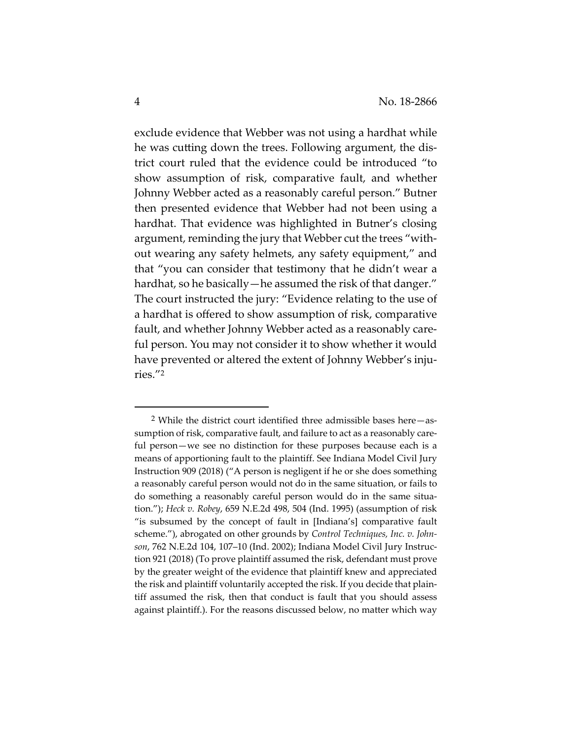exclude evidence that Webber was not using a hardhat while he was cutting down the trees. Following argument, the district court ruled that the evidence could be introduced "to show assumption of risk, comparative fault, and whether Johnny Webber acted as a reasonably careful person." Butner then presented evidence that Webber had not been using a hardhat. That evidence was highlighted in Butner's closing argument, reminding the jury that Webber cut the trees "without wearing any safety helmets, any safety equipment," and that "you can consider that testimony that he didn't wear a hardhat, so he basically—he assumed the risk of that danger." The court instructed the jury: "Evidence relating to the use of a hardhat is offered to show assumption of risk, comparative fault, and whether Johnny Webber acted as a reasonably careful person. You may not consider it to show whether it would have prevented or altered the extent of Johnny Webber's injuries."[2]

---

[2] While the district court identified three admissible bases here—assumption of risk, comparative fault, and failure to act as a reasonably careful person—we see no distinction for these purposes because each is a means of apportioning fault to the plaintiff. See Indiana Model Civil Jury Instruction 909 (2018) ("A person is negligent if he or she does something a reasonably careful person would not do in the same situation, or fails to do something a reasonably careful person would do in the same situation."); *Heck v. Robey*, 659 N.E.2d 498, 504 (Ind. 1995) (assumption of risk "is subsumed by the concept of fault in [Indiana's] comparative fault scheme."), abrogated on other grounds by *Control Techniques, Inc. v. Johnson*, 762 N.E.2d 104, 107–10 (Ind. 2002); Indiana Model Civil Jury Instruction 921 (2018) (To prove plaintiff assumed the risk, defendant must prove by the greater weight of the evidence that plaintiff knew and appreciated the risk and plaintiff voluntarily accepted the risk. If you decide that plaintiff assumed the risk, then that conduct is fault that you should assess against plaintiff.). For the reasons discussed below, no matter which way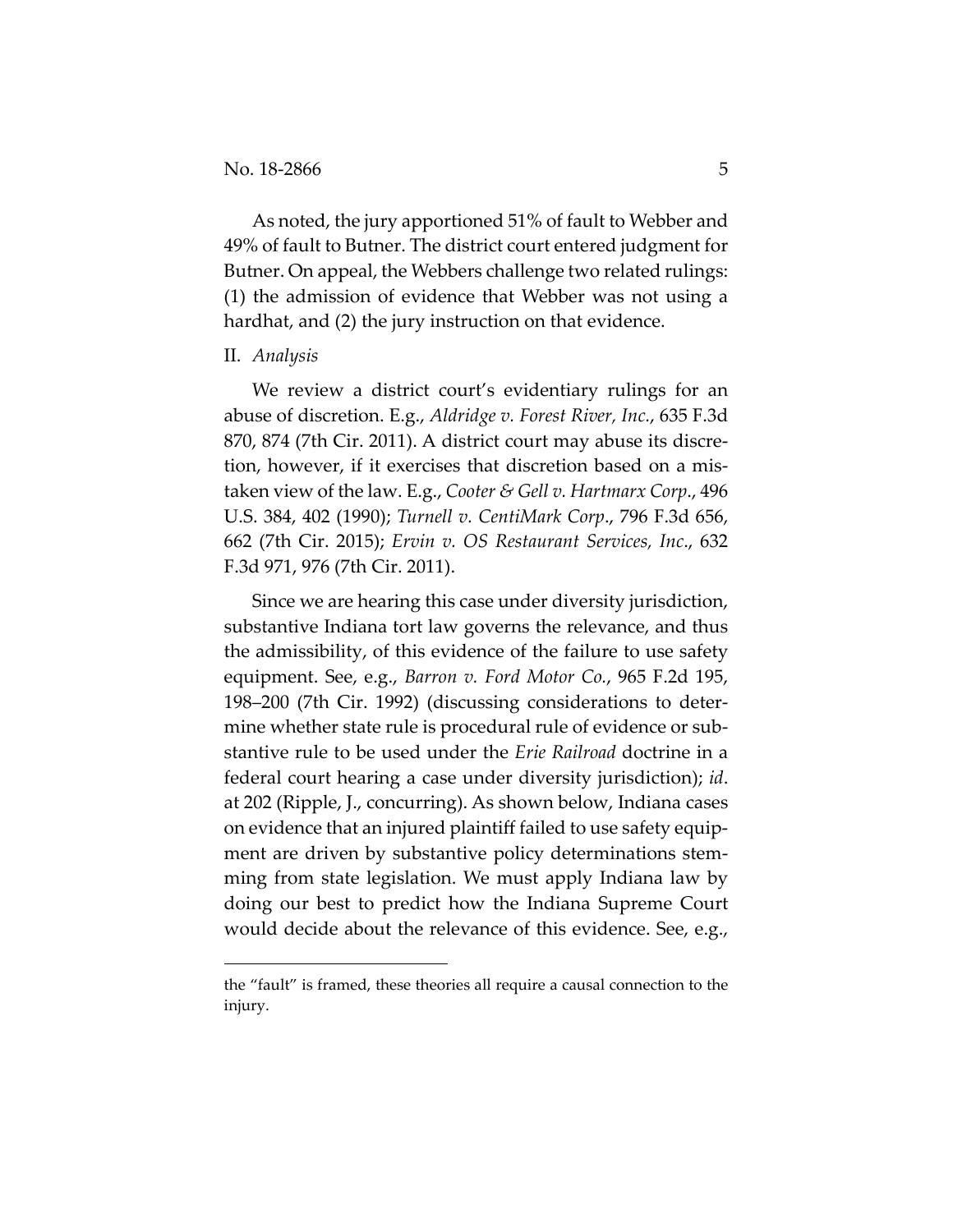As noted, the jury apportioned 51% of fault to Webber and 49% of fault to Butner. The district court entered judgment for Butner. On appeal, the Webbers challenge two related rulings: (1) the admission of evidence that Webber was not using a hardhat, and (2) the jury instruction on that evidence.

## II. *Analysis*

We review a district court's evidentiary rulings for an abuse of discretion. E.g., *Aldridge v. Forest River, Inc.*, 635 F.3d 870, 874 (7th Cir. 2011). A district court may abuse its discretion, however, if it exercises that discretion based on a mistaken view of the law. E.g., *Cooter & Gell v. Hartmarx Corp.*, 496 U.S. 384, 402 (1990); *Turnell v. CentiMark Corp.*, 796 F.3d 656, 662 (7th Cir. 2015); *Ervin v. OS Restaurant Services, Inc.*, 632 F.3d 971, 976 (7th Cir. 2011).

Since we are hearing this case under diversity jurisdiction, substantive Indiana tort law governs the relevance, and thus the admissibility, of this evidence of the failure to use safety equipment. See, e.g., *Barron v. Ford Motor Co.*, 965 F.2d 195, 198–200 (7th Cir. 1992) (discussing considerations to determine whether state rule is procedural rule of evidence or substantive rule to be used under the *Erie Railroad* doctrine in a federal court hearing a case under diversity jurisdiction); *id*. at 202 (Ripple, J., concurring). As shown below, Indiana cases on evidence that an injured plaintiff failed to use safety equipment are driven by substantive policy determinations stemming from state legislation. We must apply Indiana law by doing our best to predict how the Indiana Supreme Court would decide about the relevance of this evidence. See, e.g.,

---

the "fault" is framed, these theories all require a causal connection to the injury.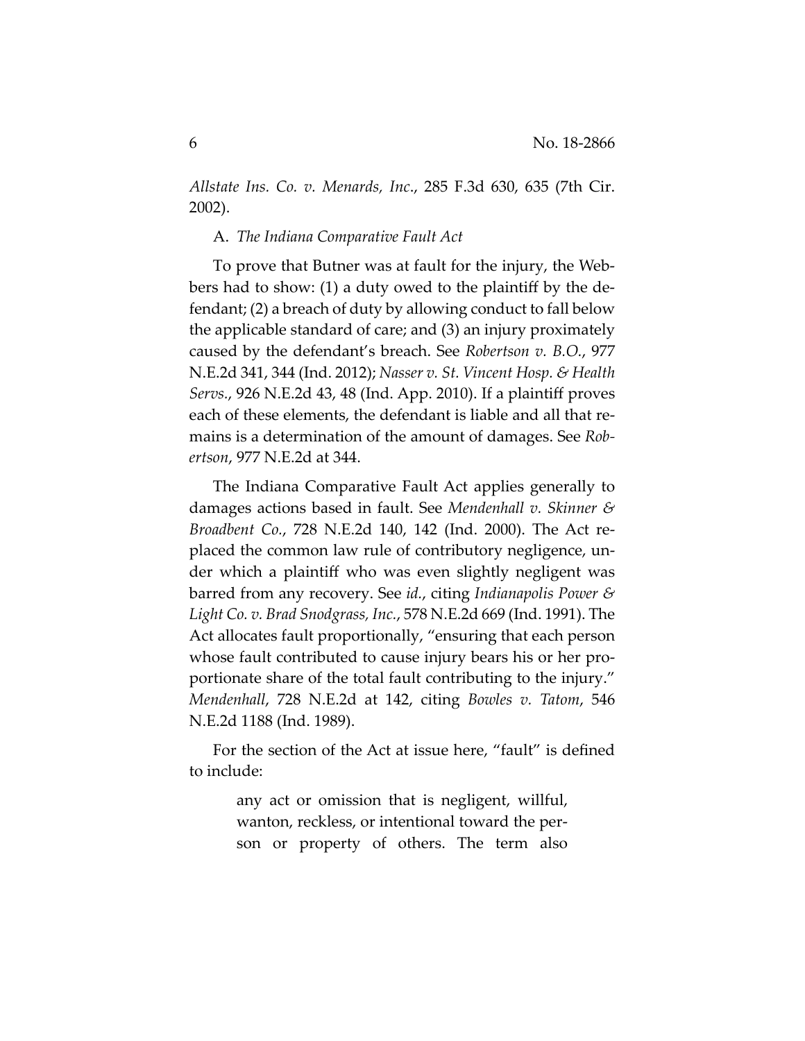*Allstate Ins. Co. v. Menards, Inc.*, 285 F.3d 630, 635 (7th Cir. 2002).

A. *The Indiana Comparative Fault Act*

To prove that Butner was at fault for the injury, the Webbers had to show: (1) a duty owed to the plaintiff by the defendant; (2) a breach of duty by allowing conduct to fall below the applicable standard of care; and (3) an injury proximately caused by the defendant's breach. See *Robertson v. B.O.*, 977 N.E.2d 341, 344 (Ind. 2012); *Nasser v. St. Vincent Hosp. & Health Servs.*, 926 N.E.2d 43, 48 (Ind. App. 2010). If a plaintiff proves each of these elements, the defendant is liable and all that remains is a determination of the amount of damages. See *Robertson*, 977 N.E.2d at 344.

The Indiana Comparative Fault Act applies generally to damages actions based in fault. See *Mendenhall v. Skinner & Broadbent Co.*, 728 N.E.2d 140, 142 (Ind. 2000). The Act replaced the common law rule of contributory negligence, under which a plaintiff who was even slightly negligent was barred from any recovery. See *id.*, citing *Indianapolis Power & Light Co. v. Brad Snodgrass, Inc.*, 578 N.E.2d 669 (Ind. 1991). The Act allocates fault proportionally, "ensuring that each person whose fault contributed to cause injury bears his or her proportionate share of the total fault contributing to the injury." *Mendenhall*, 728 N.E.2d at 142, citing *Bowles v. Tatom*, 546 N.E.2d 1188 (Ind. 1989).

For the section of the Act at issue here, "fault" is defined to include:

> any act or omission that is negligent, willful, wanton, reckless, or intentional toward the person or property of others. The term also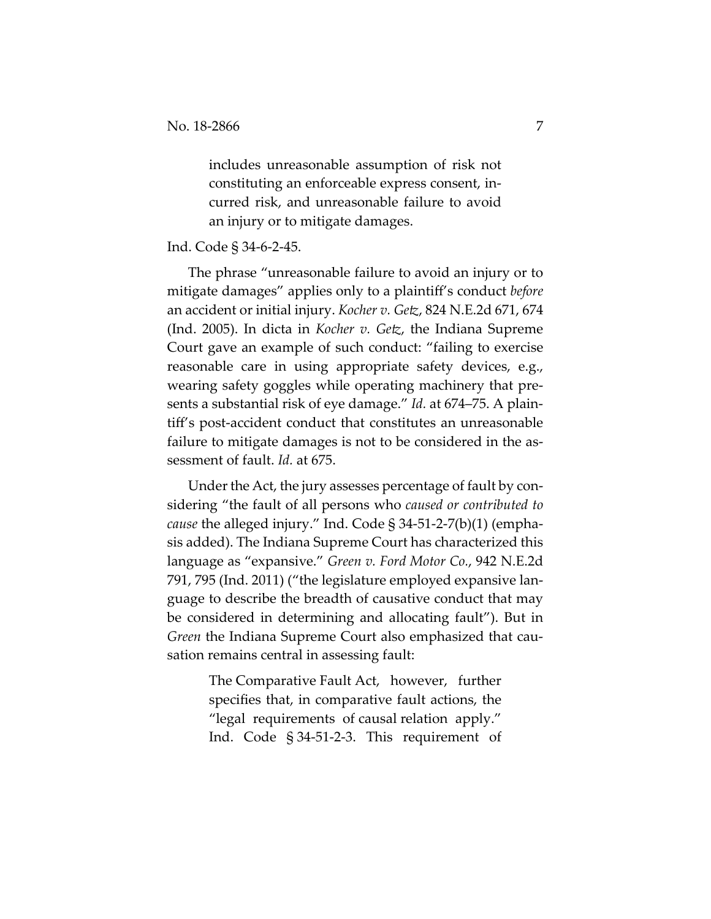> includes unreasonable assumption of risk not constituting an enforceable express consent, incurred risk, and unreasonable failure to avoid an injury or to mitigate damages.

Ind. Code § 34-6-2-45.

The phrase "unreasonable failure to avoid an injury or to mitigate damages" applies only to a plaintiff's conduct *before* an accident or initial injury. *Kocher v. Getz*, 824 N.E.2d 671, 674 (Ind. 2005). In dicta in *Kocher v. Getz*, the Indiana Supreme Court gave an example of such conduct: "failing to exercise reasonable care in using appropriate safety devices, e.g., wearing safety goggles while operating machinery that presents a substantial risk of eye damage." *Id.* at 674–75. A plaintiff's post-accident conduct that constitutes an unreasonable failure to mitigate damages is not to be considered in the assessment of fault. *Id.* at 675.

Under the Act, the jury assesses percentage of fault by considering "the fault of all persons who *caused or contributed to cause* the alleged injury." Ind. Code § 34-51-2-7(b)(1) (emphasis added). The Indiana Supreme Court has characterized this language as "expansive." *Green v. Ford Motor Co.*, 942 N.E.2d 791, 795 (Ind. 2011) ("the legislature employed expansive language to describe the breadth of causative conduct that may be considered in determining and allocating fault"). But in *Green* the Indiana Supreme Court also emphasized that causation remains central in assessing fault:

> The Comparative Fault Act, however, further specifies that, in comparative fault actions, the "legal requirements of causal relation apply." Ind. Code § 34-51-2-3. This requirement of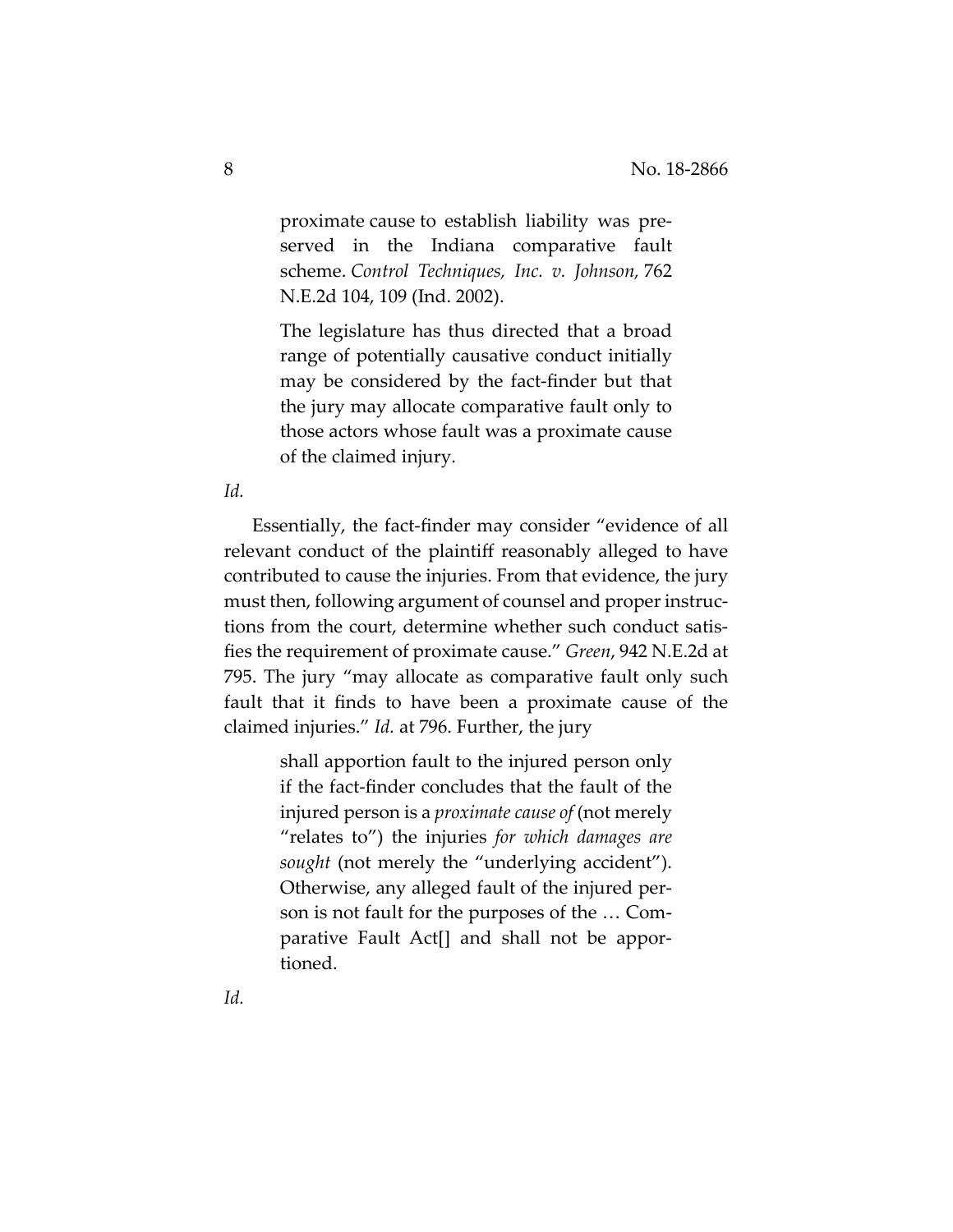> proximate cause to establish liability was preserved in the Indiana comparative fault scheme. *Control Techniques, Inc. v. Johnson*, 762 N.E.2d 104, 109 (Ind. 2002).
>
> The legislature has thus directed that a broad range of potentially causative conduct initially may be considered by the fact-finder but that the jury may allocate comparative fault only to those actors whose fault was a proximate cause of the claimed injury.

*Id.*

Essentially, the fact-finder may consider "evidence of all relevant conduct of the plaintiff reasonably alleged to have contributed to cause the injuries. From that evidence, the jury must then, following argument of counsel and proper instructions from the court, determine whether such conduct satisfies the requirement of proximate cause." *Green*, 942 N.E.2d at 795. The jury "may allocate as comparative fault only such fault that it finds to have been a proximate cause of the claimed injuries." *Id.* at 796. Further, the jury

> shall apportion fault to the injured person only if the fact-finder concludes that the fault of the injured person is a *proximate cause of* (not merely "relates to") the injuries *for which damages are sought* (not merely the "underlying accident"). Otherwise, any alleged fault of the injured person is not fault for the purposes of the … Comparative Fault Act[] and shall not be apportioned.

*Id.*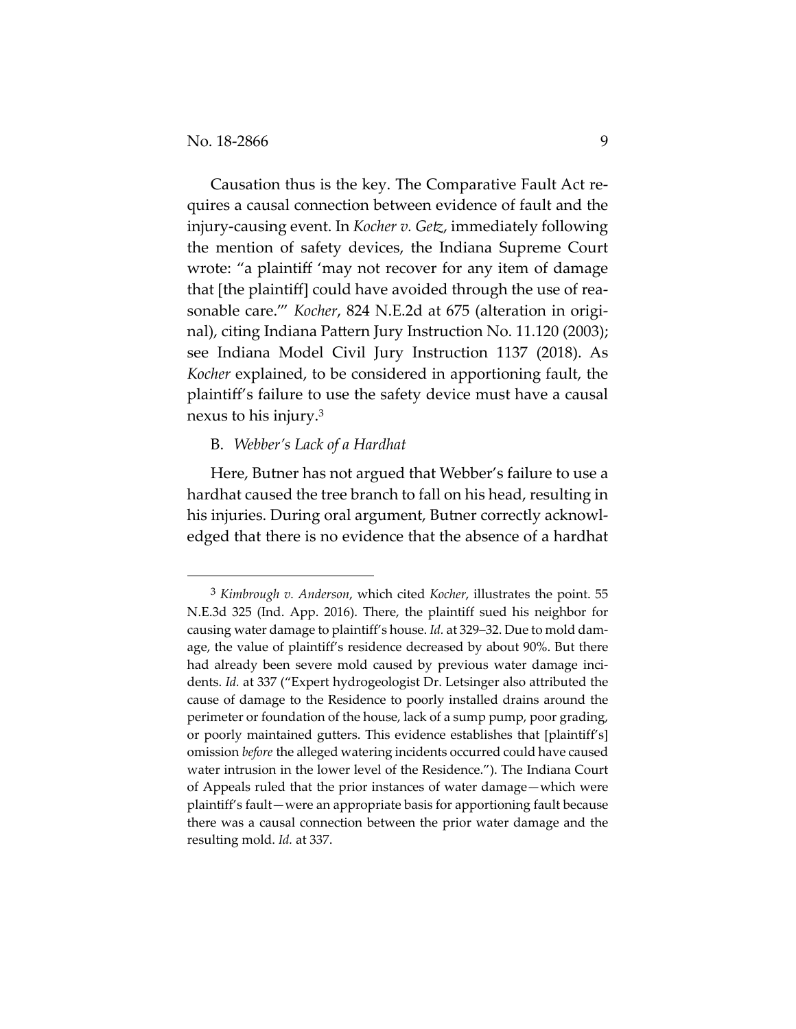Causation thus is the key. The Comparative Fault Act requires a causal connection between evidence of fault and the injury-causing event. In *Kocher v. Getz*, immediately following the mention of safety devices, the Indiana Supreme Court wrote: "a plaintiff 'may not recover for any item of damage that [the plaintiff] could have avoided through the use of reasonable care.'" *Kocher*, 824 N.E.2d at 675 (alteration in original), citing Indiana Pattern Jury Instruction No. 11.120 (2003); see Indiana Model Civil Jury Instruction 1137 (2018). As *Kocher* explained, to be considered in apportioning fault, the plaintiff's failure to use the safety device must have a causal nexus to his injury.[3]

B. *Webber's Lack of a Hardhat*

Here, Butner has not argued that Webber's failure to use a hardhat caused the tree branch to fall on his head, resulting in his injuries. During oral argument, Butner correctly acknowledged that there is no evidence that the absence of a hardhat

---

[3] *Kimbrough v. Anderson*, which cited *Kocher*, illustrates the point. 55 N.E.3d 325 (Ind. App. 2016). There, the plaintiff sued his neighbor for causing water damage to plaintiff's house. *Id.* at 329–32. Due to mold damage, the value of plaintiff's residence decreased by about 90%. But there had already been severe mold caused by previous water damage incidents. *Id.* at 337 ("Expert hydrogeologist Dr. Letsinger also attributed the cause of damage to the Residence to poorly installed drains around the perimeter or foundation of the house, lack of a sump pump, poor grading, or poorly maintained gutters. This evidence establishes that [plaintiff's] omission *before* the alleged watering incidents occurred could have caused water intrusion in the lower level of the Residence."). The Indiana Court of Appeals ruled that the prior instances of water damage—which were plaintiff's fault—were an appropriate basis for apportioning fault because there was a causal connection between the prior water damage and the resulting mold. *Id.* at 337.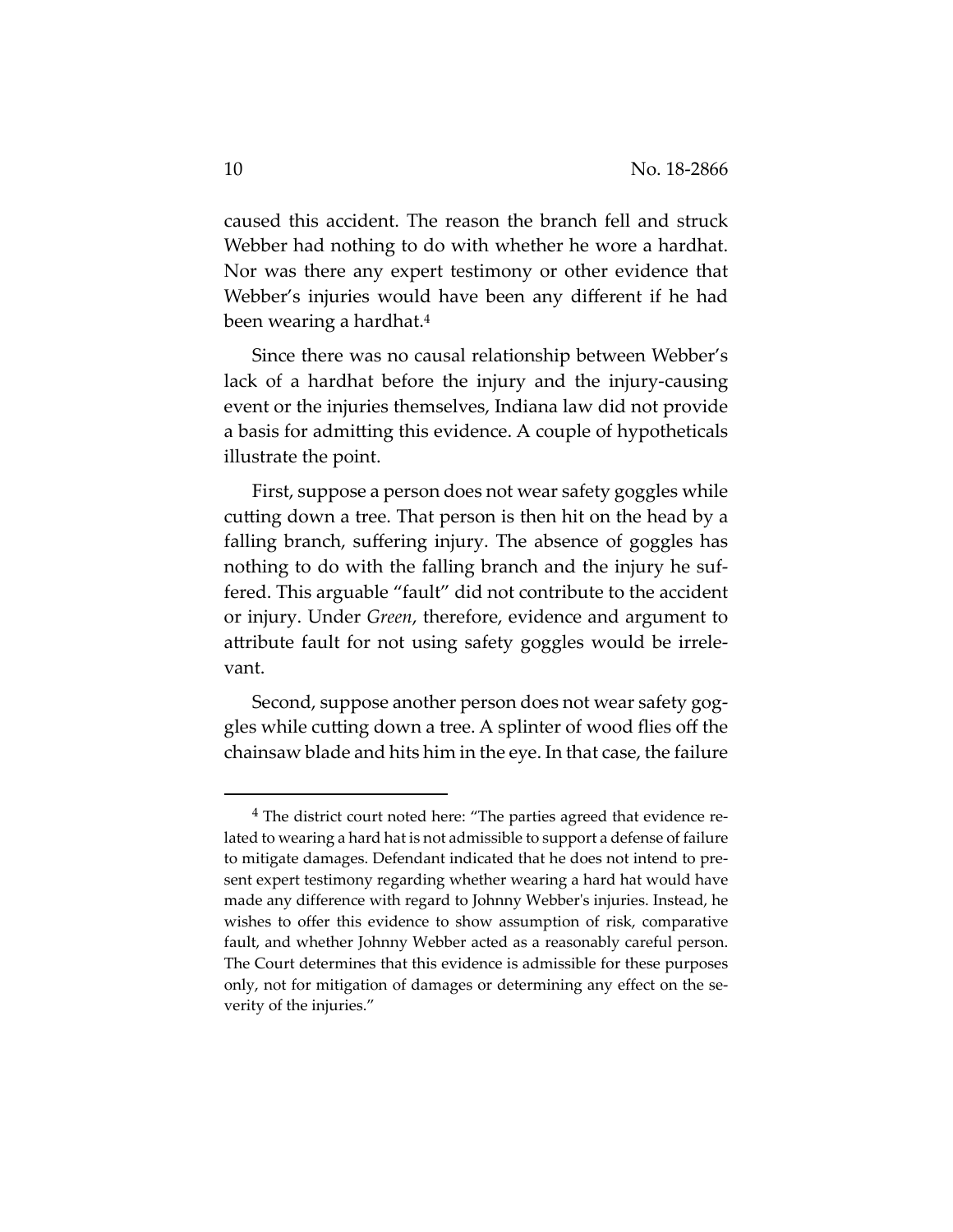caused this accident. The reason the branch fell and struck Webber had nothing to do with whether he wore a hardhat. Nor was there any expert testimony or other evidence that Webber's injuries would have been any different if he had been wearing a hardhat.[4]

Since there was no causal relationship between Webber's lack of a hardhat before the injury and the injury-causing event or the injuries themselves, Indiana law did not provide a basis for admitting this evidence. A couple of hypotheticals illustrate the point.

First, suppose a person does not wear safety goggles while cutting down a tree. That person is then hit on the head by a falling branch, suffering injury. The absence of goggles has nothing to do with the falling branch and the injury he suffered. This arguable "fault" did not contribute to the accident or injury. Under *Green*, therefore, evidence and argument to attribute fault for not using safety goggles would be irrelevant.

Second, suppose another person does not wear safety goggles while cutting down a tree. A splinter of wood flies off the chainsaw blade and hits him in the eye. In that case, the failure

[4] The district court noted here: "The parties agreed that evidence related to wearing a hard hat is not admissible to support a defense of failure to mitigate damages. Defendant indicated that he does not intend to present expert testimony regarding whether wearing a hard hat would have made any difference with regard to Johnny Webber's injuries. Instead, he wishes to offer this evidence to show assumption of risk, comparative fault, and whether Johnny Webber acted as a reasonably careful person. The Court determines that this evidence is admissible for these purposes only, not for mitigation of damages or determining any effect on the severity of the injuries."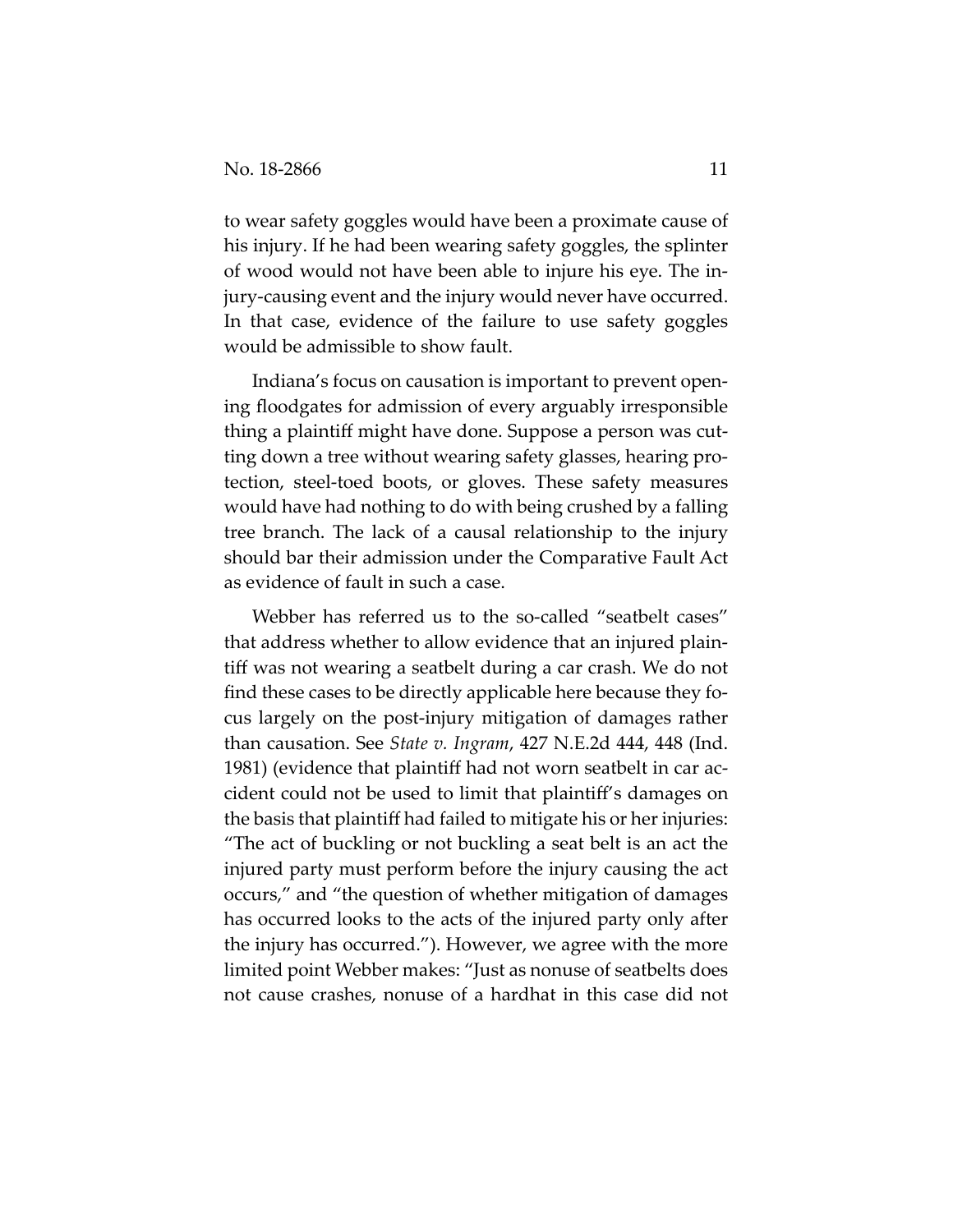to wear safety goggles would have been a proximate cause of his injury. If he had been wearing safety goggles, the splinter of wood would not have been able to injure his eye. The injury-causing event and the injury would never have occurred. In that case, evidence of the failure to use safety goggles would be admissible to show fault.

Indiana's focus on causation is important to prevent opening floodgates for admission of every arguably irresponsible thing a plaintiff might have done. Suppose a person was cutting down a tree without wearing safety glasses, hearing protection, steel-toed boots, or gloves. These safety measures would have had nothing to do with being crushed by a falling tree branch. The lack of a causal relationship to the injury should bar their admission under the Comparative Fault Act as evidence of fault in such a case.

Webber has referred us to the so-called "seatbelt cases" that address whether to allow evidence that an injured plaintiff was not wearing a seatbelt during a car crash. We do not find these cases to be directly applicable here because they focus largely on the post-injury mitigation of damages rather than causation. See *State v. Ingram*, 427 N.E.2d 444, 448 (Ind. 1981) (evidence that plaintiff had not worn seatbelt in car accident could not be used to limit that plaintiff's damages on the basis that plaintiff had failed to mitigate his or her injuries: "The act of buckling or not buckling a seat belt is an act the injured party must perform before the injury causing the act occurs," and "the question of whether mitigation of damages has occurred looks to the acts of the injured party only after the injury has occurred."). However, we agree with the more limited point Webber makes: "Just as nonuse of seatbelts does not cause crashes, nonuse of a hardhat in this case did not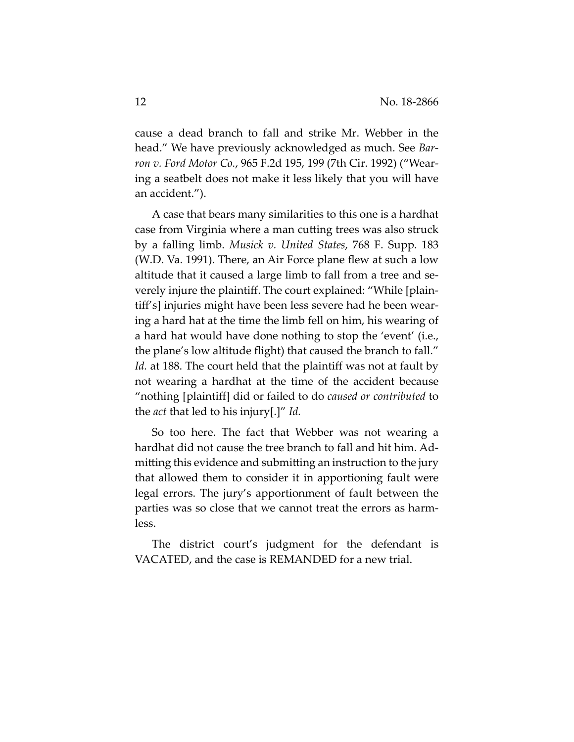cause a dead branch to fall and strike Mr. Webber in the head." We have previously acknowledged as much. See *Barron v. Ford Motor Co.*, 965 F.2d 195, 199 (7th Cir. 1992) ("Wearing a seatbelt does not make it less likely that you will have an accident.").

A case that bears many similarities to this one is a hardhat case from Virginia where a man cutting trees was also struck by a falling limb. *Musick v. United States*, 768 F. Supp. 183 (W.D. Va. 1991). There, an Air Force plane flew at such a low altitude that it caused a large limb to fall from a tree and severely injure the plaintiff. The court explained: "While [plaintiff's] injuries might have been less severe had he been wearing a hard hat at the time the limb fell on him, his wearing of a hard hat would have done nothing to stop the 'event' (i.e., the plane's low altitude flight) that caused the branch to fall." *Id.* at 188. The court held that the plaintiff was not at fault by not wearing a hardhat at the time of the accident because "nothing [plaintiff] did or failed to do *caused or contributed* to the *act* that led to his injury[.]" *Id.*

So too here. The fact that Webber was not wearing a hardhat did not cause the tree branch to fall and hit him. Admitting this evidence and submitting an instruction to the jury that allowed them to consider it in apportioning fault were legal errors. The jury's apportionment of fault between the parties was so close that we cannot treat the errors as harmless.

The district court's judgment for the defendant is VACATED, and the case is REMANDED for a new trial.